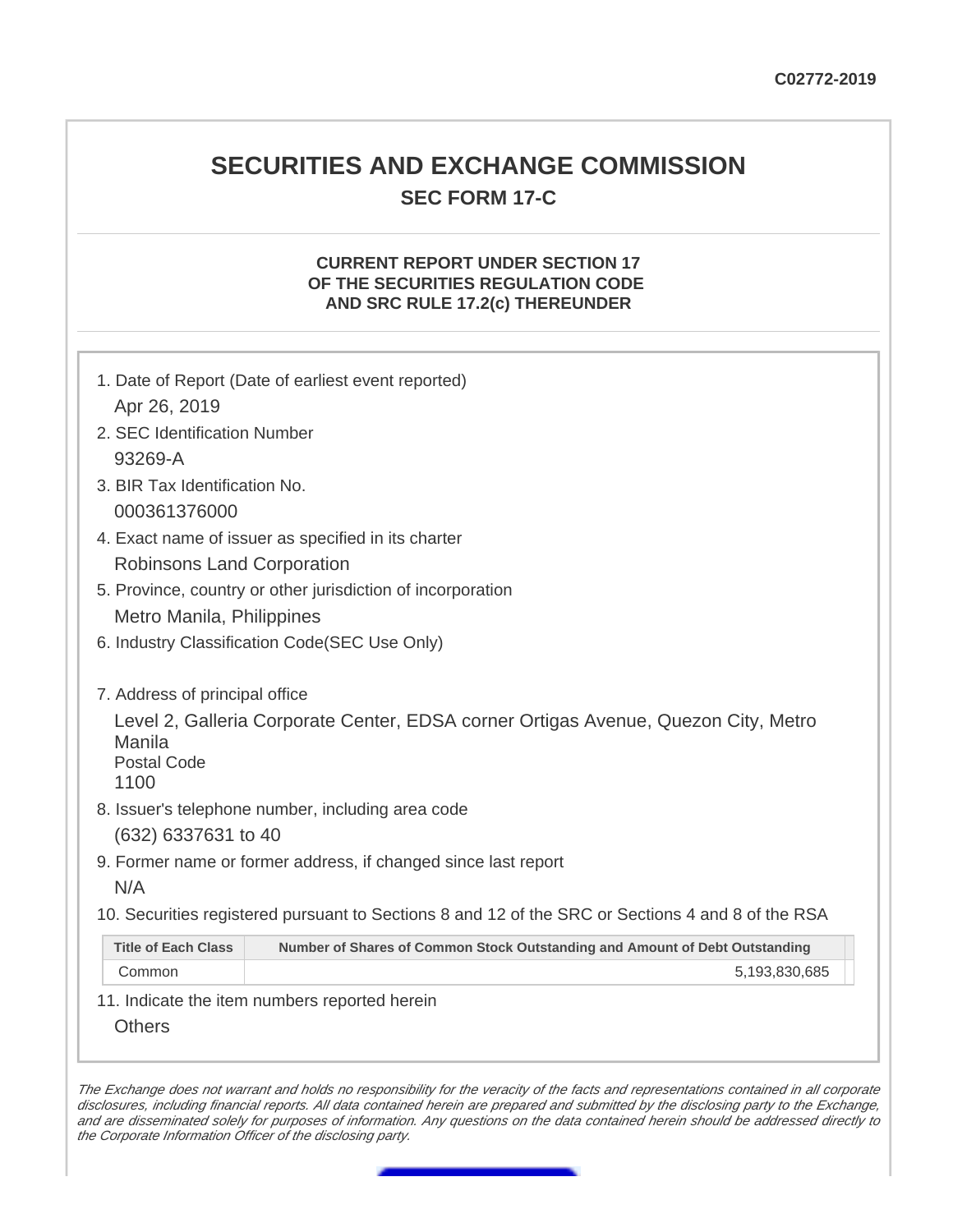C02772-2019

# SECURITIES AND EXCHANGE COMMISSION

## SEC FORM 17-C

### CURRENT REPORT UNDER SECTION 17 OF THE SECURITIES REGULATION CODE AND SRC RULE 17.2(c) THEREUNDER

1. Date of Report (Date of earliest event reported)

   Apr 26, 2019

2. SEC Identification Number

   93269-A

3. BIR Tax Identification No.

   000361376000

4. Exact name of issuer as specified in its charter

   Robinsons Land Corporation

5. Province, country or other jurisdiction of incorporation

   Metro Manila, Philippines

6. Industry Classification Code(SEC Use Only)

7. Address of principal office

   Level 2, Galleria Corporate Center, EDSA corner Ortigas Avenue, Quezon City, Metro Manila
   Postal Code
   1100

8. Issuer's telephone number, including area code

   (632) 6337631 to 40

9. Former name or former address, if changed since last report

   N/A

10. Securities registered pursuant to Sections 8 and 12 of the SRC or Sections 4 and 8 of the RSA

| Title of Each Class | Number of Shares of Common Stock Outstanding and Amount of Debt Outstanding |
|---|---|
| Common | 5,193,830,685 |

11. Indicate the item numbers reported herein

    Others

*The Exchange does not warrant and holds no responsibility for the veracity of the facts and representations contained in all corporate disclosures, including financial reports. All data contained herein are prepared and submitted by the disclosing party to the Exchange, and are disseminated solely for purposes of information. Any questions on the data contained herein should be addressed directly to the Corporate Information Officer of the disclosing party.*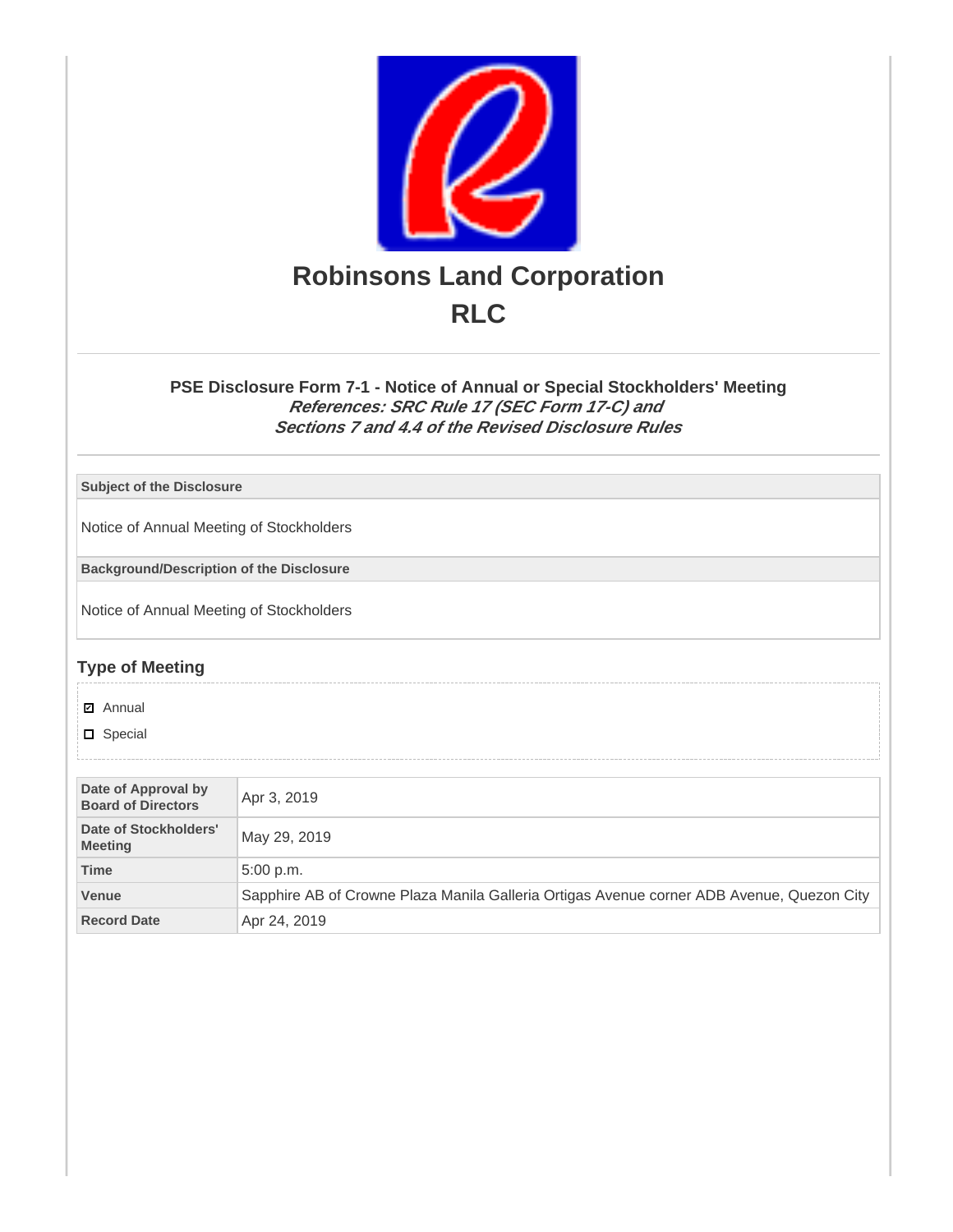# Robinsons Land Corporation
# RLC

### PSE Disclosure Form 7-1 - Notice of Annual or Special Stockholders' Meeting
***References: SRC Rule 17 (SEC Form 17-C) and Sections 7 and 4.4 of the Revised Disclosure Rules***

| **Subject of the Disclosure** |
|---|
| Notice of Annual Meeting of Stockholders |

| **Background/Description of the Disclosure** |
|---|
| Notice of Annual Meeting of Stockholders |

## Type of Meeting

- [x] Annual
- [ ] Special

| | |
|---|---|
| **Date of Approval by Board of Directors** | Apr 3, 2019 |
| **Date of Stockholders' Meeting** | May 29, 2019 |
| **Time** | 5:00 p.m. |
| **Venue** | Sapphire AB of Crowne Plaza Manila Galleria Ortigas Avenue corner ADB Avenue, Quezon City |
| **Record Date** | Apr 24, 2019 |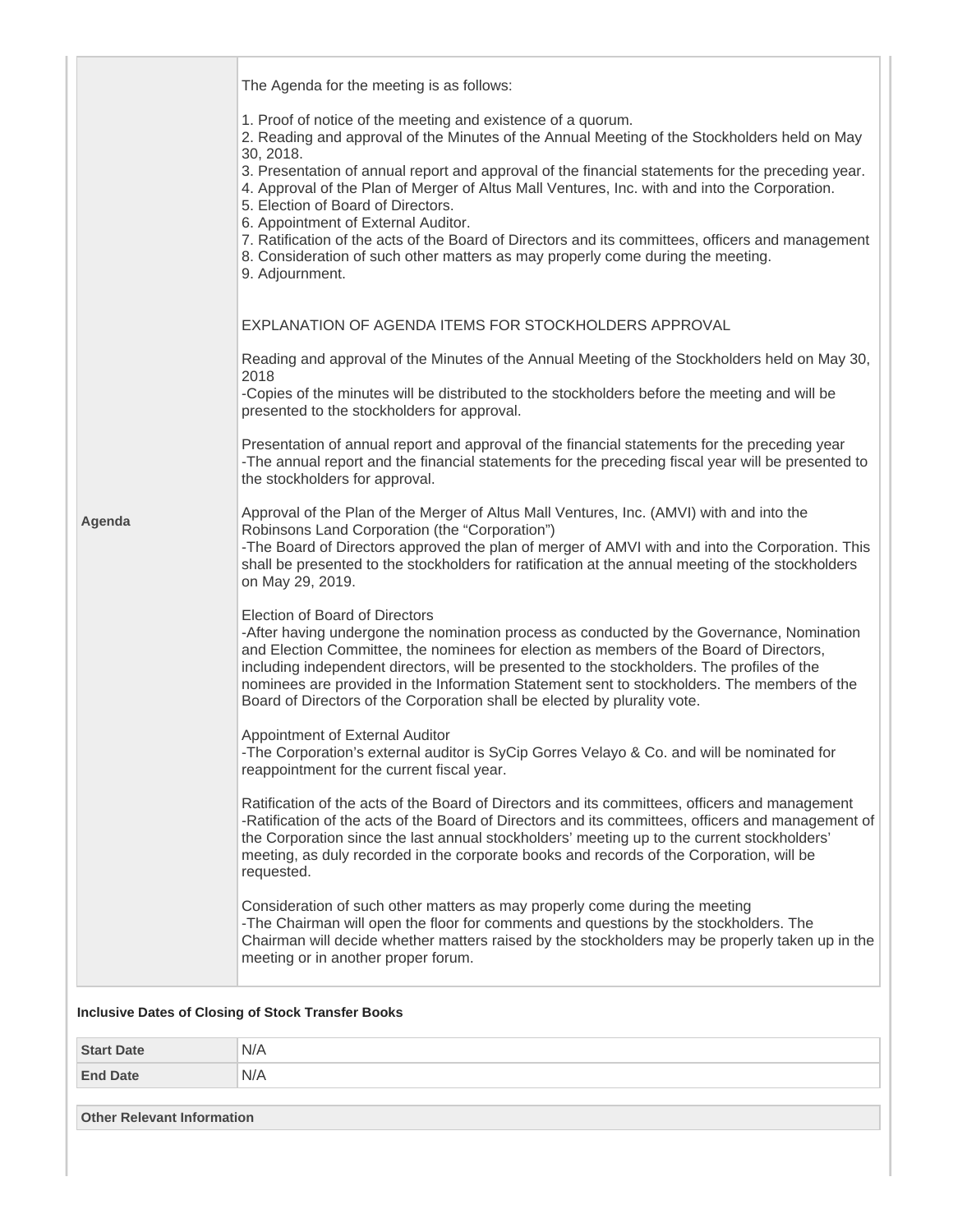| | |
|---|---|
| **Agenda** | The Agenda for the meeting is as follows:<br><br>1. Proof of notice of the meeting and existence of a quorum.<br>2. Reading and approval of the Minutes of the Annual Meeting of the Stockholders held on May 30, 2018.<br>3. Presentation of annual report and approval of the financial statements for the preceding year.<br>4. Approval of the Plan of Merger of Altus Mall Ventures, Inc. with and into the Corporation.<br>5. Election of Board of Directors.<br>6. Appointment of External Auditor.<br>7. Ratification of the acts of the Board of Directors and its committees, officers and management<br>8. Consideration of such other matters as may properly come during the meeting.<br>9. Adjournment.<br><br>EXPLANATION OF AGENDA ITEMS FOR STOCKHOLDERS APPROVAL<br><br>Reading and approval of the Minutes of the Annual Meeting of the Stockholders held on May 30, 2018<br>-Copies of the minutes will be distributed to the stockholders before the meeting and will be presented to the stockholders for approval.<br><br>Presentation of annual report and approval of the financial statements for the preceding year<br>-The annual report and the financial statements for the preceding fiscal year will be presented to the stockholders for approval.<br><br>Approval of the Plan of the Merger of Altus Mall Ventures, Inc. (AMVI) with and into the Robinsons Land Corporation (the "Corporation")<br>-The Board of Directors approved the plan of merger of AMVI with and into the Corporation. This shall be presented to the stockholders for ratification at the annual meeting of the stockholders on May 29, 2019.<br><br>Election of Board of Directors<br>-After having undergone the nomination process as conducted by the Governance, Nomination and Election Committee, the nominees for election as members of the Board of Directors, including independent directors, will be presented to the stockholders. The profiles of the nominees are provided in the Information Statement sent to stockholders. The members of the Board of Directors of the Corporation shall be elected by plurality vote.<br><br>Appointment of External Auditor<br>-The Corporation's external auditor is SyCip Gorres Velayo & Co. and will be nominated for reappointment for the current fiscal year.<br><br>Ratification of the acts of the Board of Directors and its committees, officers and management<br>-Ratification of the acts of the Board of Directors and its committees, officers and management of the Corporation since the last annual stockholders' meeting up to the current stockholders' meeting, as duly recorded in the corporate books and records of the Corporation, will be requested.<br><br>Consideration of such other matters as may properly come during the meeting<br>-The Chairman will open the floor for comments and questions by the stockholders. The Chairman will decide whether matters raised by the stockholders may be properly taken up in the meeting or in another proper forum. |

**Inclusive Dates of Closing of Stock Transfer Books**

| | |
|---|---|
| **Start Date** | N/A |
| **End Date** | N/A |

**Other Relevant Information**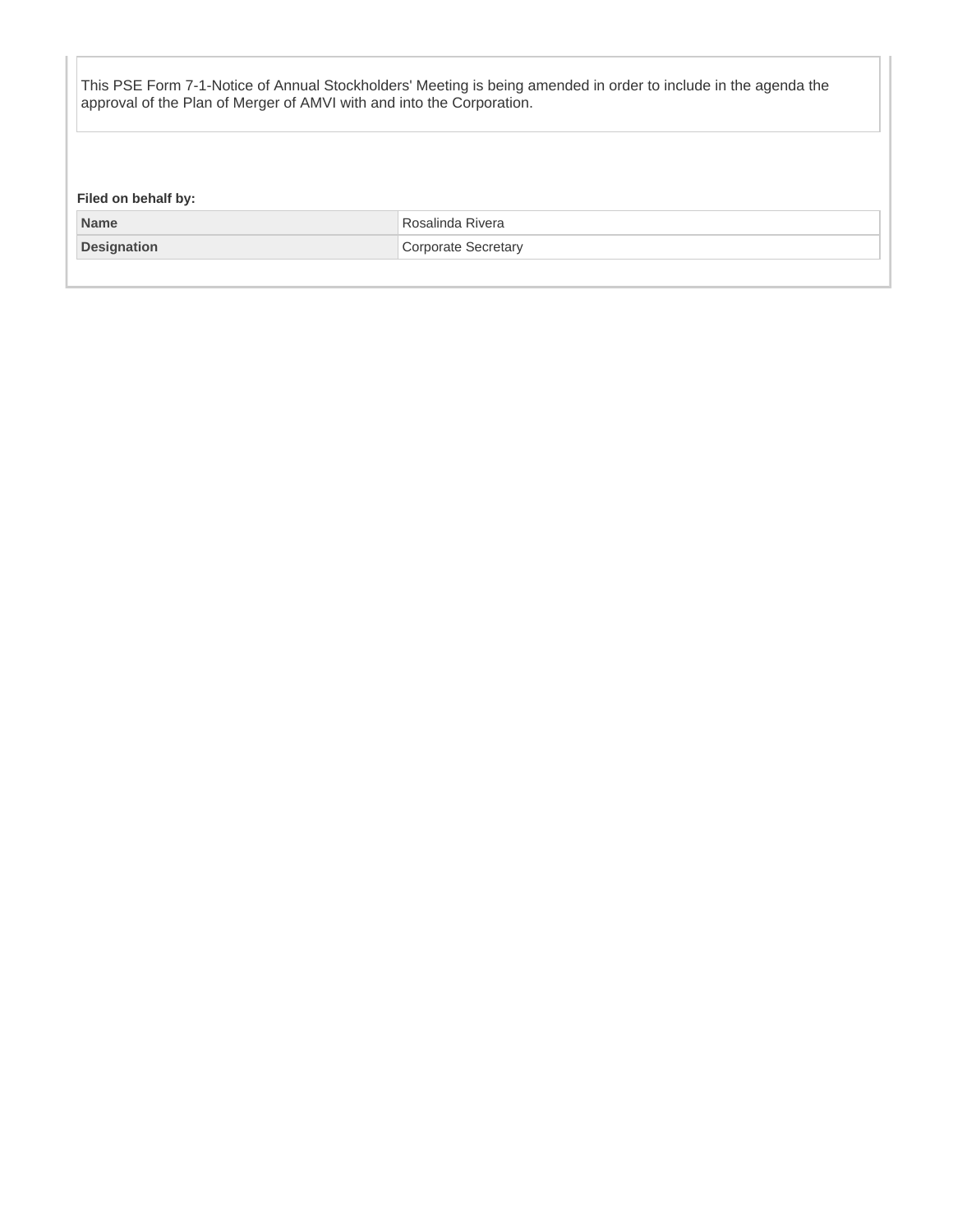This PSE Form 7-1-Notice of Annual Stockholders' Meeting is being amended in order to include in the agenda the approval of the Plan of Merger of AMVI with and into the Corporation.

**Filed on behalf by:**

| | |
|---|---|
| **Name** | Rosalinda Rivera |
| **Designation** | Corporate Secretary |